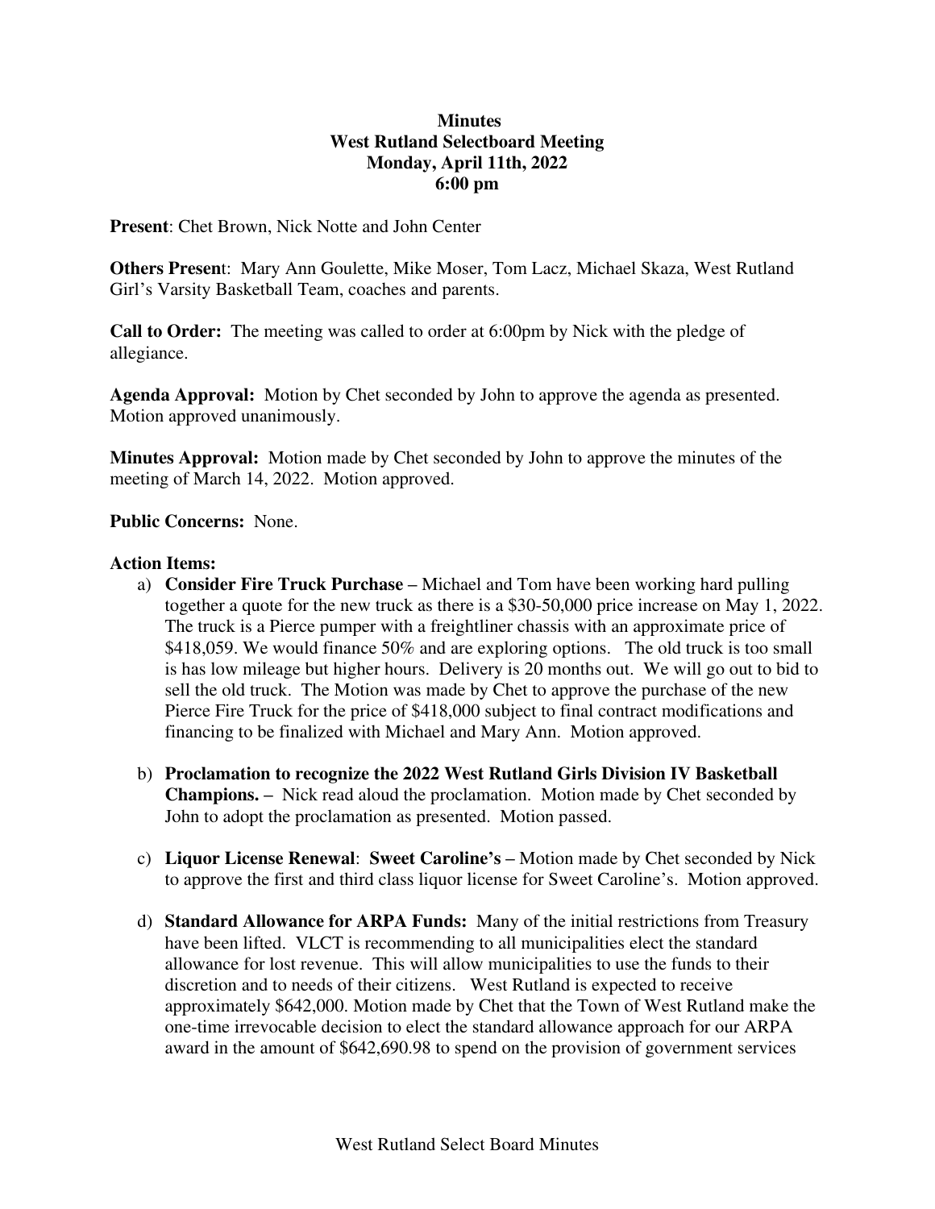**Minutes**
**West Rutland Selectboard Meeting**
**Monday, April 11th, 2022**
**6:00 pm**

**Present**: Chet Brown, Nick Notte and John Center

**Others Presen**t: Mary Ann Goulette, Mike Moser, Tom Lacz, Michael Skaza, West Rutland Girl's Varsity Basketball Team, coaches and parents.

**Call to Order:** The meeting was called to order at 6:00pm by Nick with the pledge of allegiance.

**Agenda Approval:** Motion by Chet seconded by John to approve the agenda as presented. Motion approved unanimously.

**Minutes Approval:** Motion made by Chet seconded by John to approve the minutes of the meeting of March 14, 2022. Motion approved.

**Public Concerns:** None.

**Action Items:**

a) **Consider Fire Truck Purchase** – Michael and Tom have been working hard pulling together a quote for the new truck as there is a $30-50,000 price increase on May 1, 2022. The truck is a Pierce pumper with a freightliner chassis with an approximate price of $418,059. We would finance 50% and are exploring options. The old truck is too small is has low mileage but higher hours. Delivery is 20 months out. We will go out to bid to sell the old truck. The Motion was made by Chet to approve the purchase of the new Pierce Fire Truck for the price of $418,000 subject to final contract modifications and financing to be finalized with Michael and Mary Ann. Motion approved.

b) **Proclamation to recognize the 2022 West Rutland Girls Division IV Basketball Champions.** – Nick read aloud the proclamation. Motion made by Chet seconded by John to adopt the proclamation as presented. Motion passed.

c) **Liquor License Renewal**: **Sweet Caroline's** – Motion made by Chet seconded by Nick to approve the first and third class liquor license for Sweet Caroline's. Motion approved.

d) **Standard Allowance for ARPA Funds:** Many of the initial restrictions from Treasury have been lifted. VLCT is recommending to all municipalities elect the standard allowance for lost revenue. This will allow municipalities to use the funds to their discretion and to needs of their citizens. West Rutland is expected to receive approximately $642,000. Motion made by Chet that the Town of West Rutland make the one-time irrevocable decision to elect the standard allowance approach for our ARPA award in the amount of $642,690.98 to spend on the provision of government services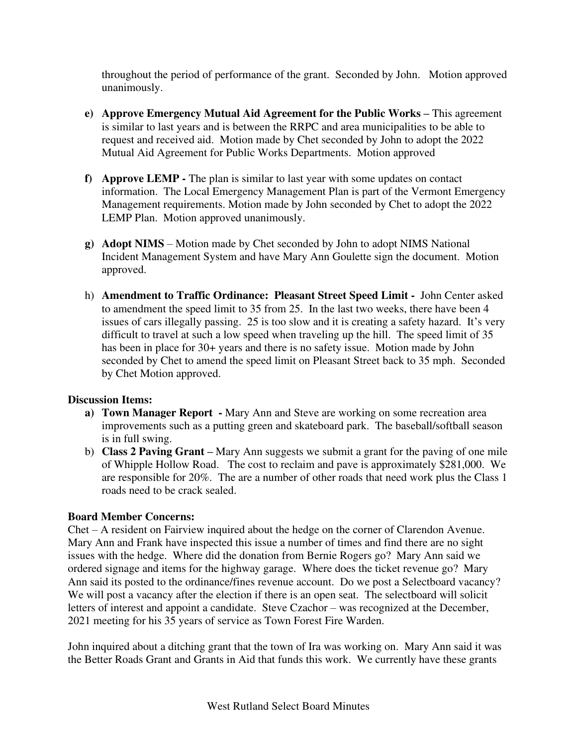throughout the period of performance of the grant. Seconded by John. Motion approved unanimously.

**e) Approve Emergency Mutual Aid Agreement for the Public Works –** This agreement is similar to last years and is between the RRPC and area municipalities to be able to request and received aid. Motion made by Chet seconded by John to adopt the 2022 Mutual Aid Agreement for Public Works Departments. Motion approved

**f) Approve LEMP -** The plan is similar to last year with some updates on contact information. The Local Emergency Management Plan is part of the Vermont Emergency Management requirements. Motion made by John seconded by Chet to adopt the 2022 LEMP Plan. Motion approved unanimously.

**g) Adopt NIMS** – Motion made by Chet seconded by John to adopt NIMS National Incident Management System and have Mary Ann Goulette sign the document. Motion approved.

h) **Amendment to Traffic Ordinance: Pleasant Street Speed Limit -** John Center asked to amendment the speed limit to 35 from 25. In the last two weeks, there have been 4 issues of cars illegally passing. 25 is too slow and it is creating a safety hazard. It's very difficult to travel at such a low speed when traveling up the hill. The speed limit of 35 has been in place for 30+ years and there is no safety issue. Motion made by John seconded by Chet to amend the speed limit on Pleasant Street back to 35 mph. Seconded by Chet Motion approved.

**Discussion Items:**

**a) Town Manager Report -** Mary Ann and Steve are working on some recreation area improvements such as a putting green and skateboard park. The baseball/softball season is in full swing.

b) **Class 2 Paving Grant –** Mary Ann suggests we submit a grant for the paving of one mile of Whipple Hollow Road. The cost to reclaim and pave is approximately $281,000. We are responsible for 20%. The are a number of other roads that need work plus the Class 1 roads need to be crack sealed.

**Board Member Concerns:**

Chet – A resident on Fairview inquired about the hedge on the corner of Clarendon Avenue. Mary Ann and Frank have inspected this issue a number of times and find there are no sight issues with the hedge. Where did the donation from Bernie Rogers go? Mary Ann said we ordered signage and items for the highway garage. Where does the ticket revenue go? Mary Ann said its posted to the ordinance/fines revenue account. Do we post a Selectboard vacancy? We will post a vacancy after the election if there is an open seat. The selectboard will solicit letters of interest and appoint a candidate. Steve Czachor – was recognized at the December, 2021 meeting for his 35 years of service as Town Forest Fire Warden.

John inquired about a ditching grant that the town of Ira was working on. Mary Ann said it was the Better Roads Grant and Grants in Aid that funds this work. We currently have these grants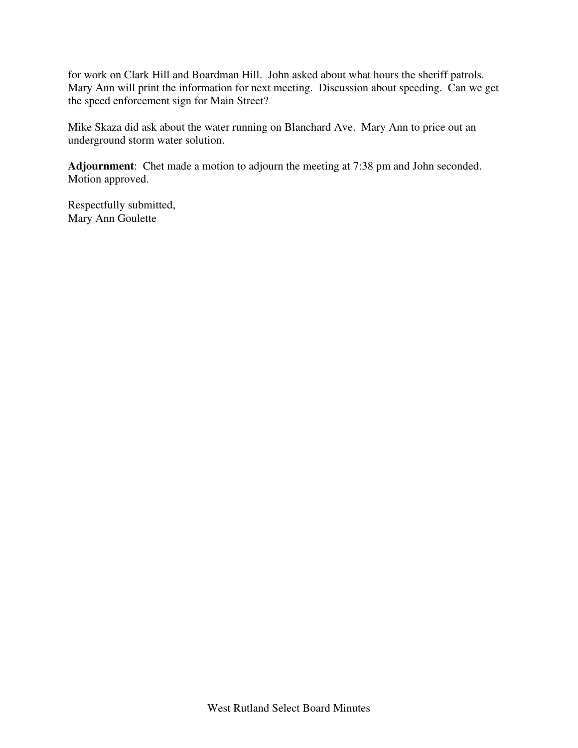for work on Clark Hill and Boardman Hill. John asked about what hours the sheriff patrols. Mary Ann will print the information for next meeting. Discussion about speeding. Can we get the speed enforcement sign for Main Street?

Mike Skaza did ask about the water running on Blanchard Ave. Mary Ann to price out an underground storm water solution.

**Adjournment**: Chet made a motion to adjourn the meeting at 7:38 pm and John seconded. Motion approved.

Respectfully submitted,
Mary Ann Goulette